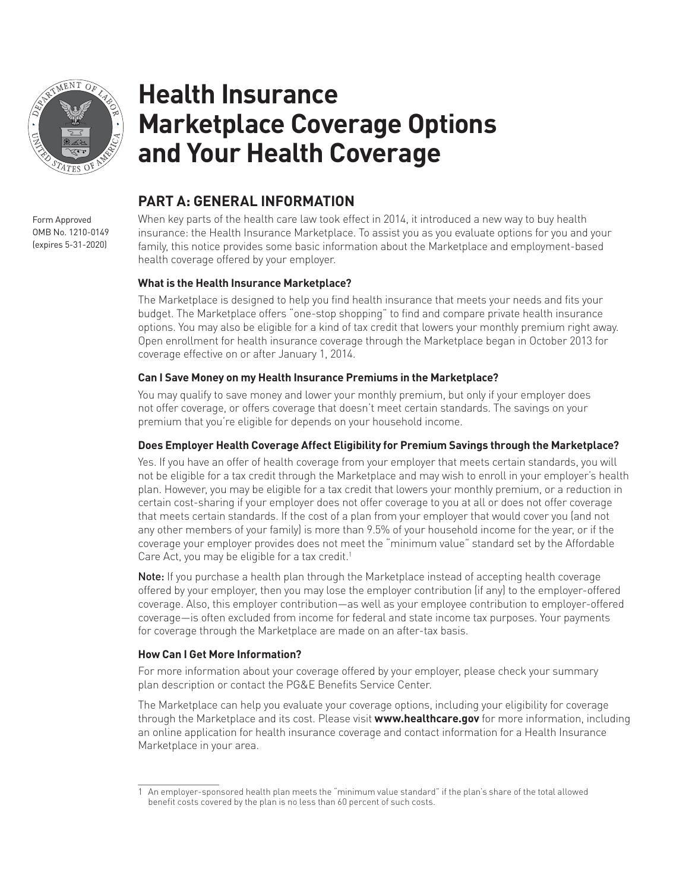# Health Insurance Marketplace Coverage Options and Your Health Coverage

Form Approved
OMB No. 1210-0149
(expires 5-31-2020)

## PART A: GENERAL INFORMATION

When key parts of the health care law took effect in 2014, it introduced a new way to buy health insurance: the Health Insurance Marketplace. To assist you as you evaluate options for you and your family, this notice provides some basic information about the Marketplace and employment-based health coverage offered by your employer.

### What is the Health Insurance Marketplace?

The Marketplace is designed to help you find health insurance that meets your needs and fits your budget. The Marketplace offers "one-stop shopping" to find and compare private health insurance options. You may also be eligible for a kind of tax credit that lowers your monthly premium right away. Open enrollment for health insurance coverage through the Marketplace began in October 2013 for coverage effective on or after January 1, 2014.

### Can I Save Money on my Health Insurance Premiums in the Marketplace?

You may qualify to save money and lower your monthly premium, but only if your employer does not offer coverage, or offers coverage that doesn't meet certain standards. The savings on your premium that you're eligible for depends on your household income.

### Does Employer Health Coverage Affect Eligibility for Premium Savings through the Marketplace?

Yes. If you have an offer of health coverage from your employer that meets certain standards, you will not be eligible for a tax credit through the Marketplace and may wish to enroll in your employer's health plan. However, you may be eligible for a tax credit that lowers your monthly premium, or a reduction in certain cost-sharing if your employer does not offer coverage to you at all or does not offer coverage that meets certain standards. If the cost of a plan from your employer that would cover you (and not any other members of your family) is more than 9.5% of your household income for the year, or if the coverage your employer provides does not meet the "minimum value" standard set by the Affordable Care Act, you may be eligible for a tax credit.[1]

**Note:** If you purchase a health plan through the Marketplace instead of accepting health coverage offered by your employer, then you may lose the employer contribution (if any) to the employer-offered coverage. Also, this employer contribution—as well as your employee contribution to employer-offered coverage—is often excluded from income for federal and state income tax purposes. Your payments for coverage through the Marketplace are made on an after-tax basis.

### How Can I Get More Information?

For more information about your coverage offered by your employer, please check your summary plan description or contact the PG&E Benefits Service Center.

The Marketplace can help you evaluate your coverage options, including your eligibility for coverage through the Marketplace and its cost. Please visit **www.healthcare.gov** for more information, including an online application for health insurance coverage and contact information for a Health Insurance Marketplace in your area.

---

1 An employer-sponsored health plan meets the "minimum value standard" if the plan's share of the total allowed benefit costs covered by the plan is no less than 60 percent of such costs.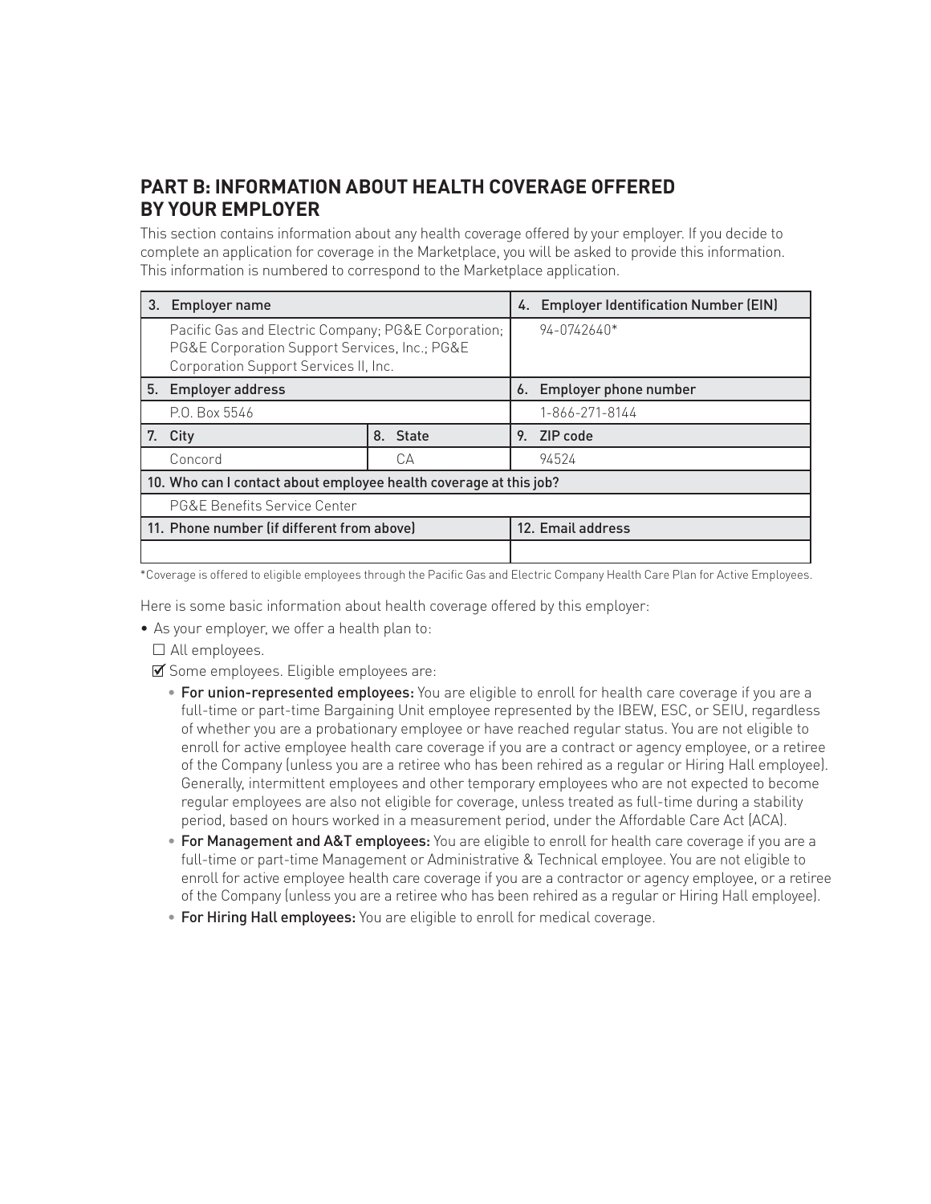## PART B: INFORMATION ABOUT HEALTH COVERAGE OFFERED BY YOUR EMPLOYER

This section contains information about any health coverage offered by your employer. If you decide to complete an application for coverage in the Marketplace, you will be asked to provide this information. This information is numbered to correspond to the Marketplace application.

| 3. Employer name | | 4. Employer Identification Number (EIN) |
|---|---|---|
| Pacific Gas and Electric Company; PG&E Corporation; PG&E Corporation Support Services, Inc.; PG&E Corporation Support Services II, Inc. | | 94-0742640* |
| 5. Employer address | | 6. Employer phone number |
| P.O. Box 5546 | | 1-866-271-8144 |
| 7. City | 8. State | 9. ZIP code |
| Concord | CA | 94524 |
| 10. Who can I contact about employee health coverage at this job? | | |
| PG&E Benefits Service Center | | |
| 11. Phone number (if different from above) | | 12. Email address |
| | | |

*Coverage is offered to eligible employees through the Pacific Gas and Electric Company Health Care Plan for Active Employees.

Here is some basic information about health coverage offered by this employer:

- As your employer, we offer a health plan to:

  ☐ All employees.

  ☑ Some employees. Eligible employees are:

  - **For union-represented employees:** You are eligible to enroll for health care coverage if you are a full-time or part-time Bargaining Unit employee represented by the IBEW, ESC, or SEIU, regardless of whether you are a probationary employee or have reached regular status. You are not eligible to enroll for active employee health care coverage if you are a contract or agency employee, or a retiree of the Company (unless you are a retiree who has been rehired as a regular or Hiring Hall employee). Generally, intermittent employees and other temporary employees who are not expected to become regular employees are also not eligible for coverage, unless treated as full-time during a stability period, based on hours worked in a measurement period, under the Affordable Care Act (ACA).
  - **For Management and A&T employees:** You are eligible to enroll for health care coverage if you are a full-time or part-time Management or Administrative & Technical employee. You are not eligible to enroll for active employee health care coverage if you are a contractor or agency employee, or a retiree of the Company (unless you are a retiree who has been rehired as a regular or Hiring Hall employee).
  - **For Hiring Hall employees:** You are eligible to enroll for medical coverage.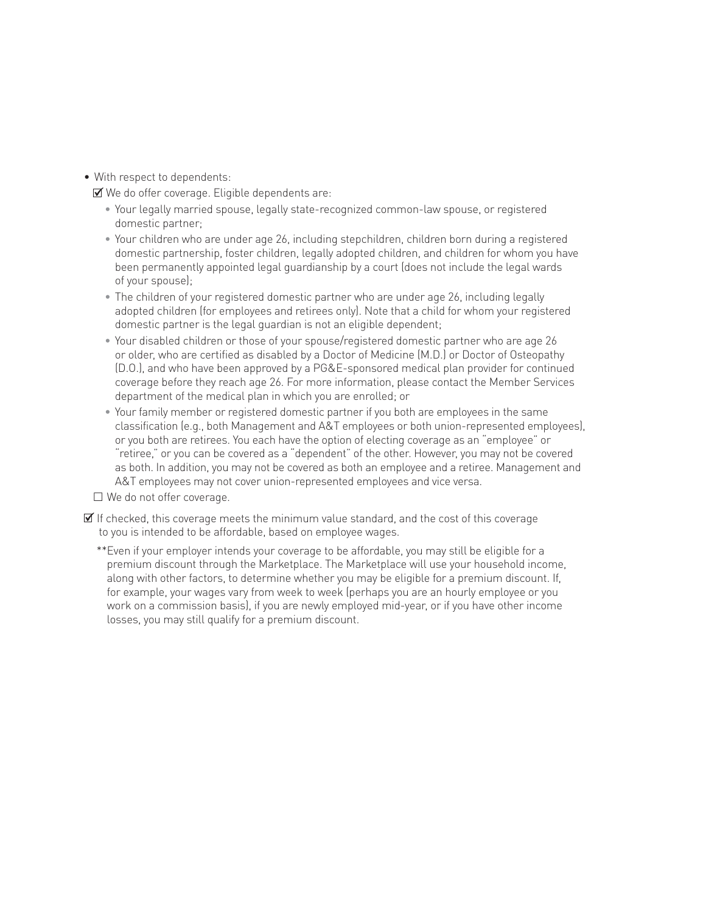- With respect to dependents:

  ☑ We do offer coverage. Eligible dependents are:

  - Your legally married spouse, legally state-recognized common-law spouse, or registered domestic partner;
  - Your children who are under age 26, including stepchildren, children born during a registered domestic partnership, foster children, legally adopted children, and children for whom you have been permanently appointed legal guardianship by a court (does not include the legal wards of your spouse);
  - The children of your registered domestic partner who are under age 26, including legally adopted children (for employees and retirees only). Note that a child for whom your registered domestic partner is the legal guardian is not an eligible dependent;
  - Your disabled children or those of your spouse/registered domestic partner who are age 26 or older, who are certified as disabled by a Doctor of Medicine (M.D.) or Doctor of Osteopathy (D.O.), and who have been approved by a PG&E-sponsored medical plan provider for continued coverage before they reach age 26. For more information, please contact the Member Services department of the medical plan in which you are enrolled; or
  - Your family member or registered domestic partner if you both are employees in the same classification (e.g., both Management and A&T employees or both union-represented employees), or you both are retirees. You each have the option of electing coverage as an "employee" or "retiree," or you can be covered as a "dependent" of the other. However, you may not be covered as both. In addition, you may not be covered as both an employee and a retiree. Management and A&T employees may not cover union-represented employees and vice versa.

  ☐ We do not offer coverage.

☑ If checked, this coverage meets the minimum value standard, and the cost of this coverage to you is intended to be affordable, based on employee wages.

**Even if your employer intends your coverage to be affordable, you may still be eligible for a premium discount through the Marketplace. The Marketplace will use your household income, along with other factors, to determine whether you may be eligible for a premium discount. If, for example, your wages vary from week to week (perhaps you are an hourly employee or you work on a commission basis), if you are newly employed mid-year, or if you have other income losses, you may still qualify for a premium discount.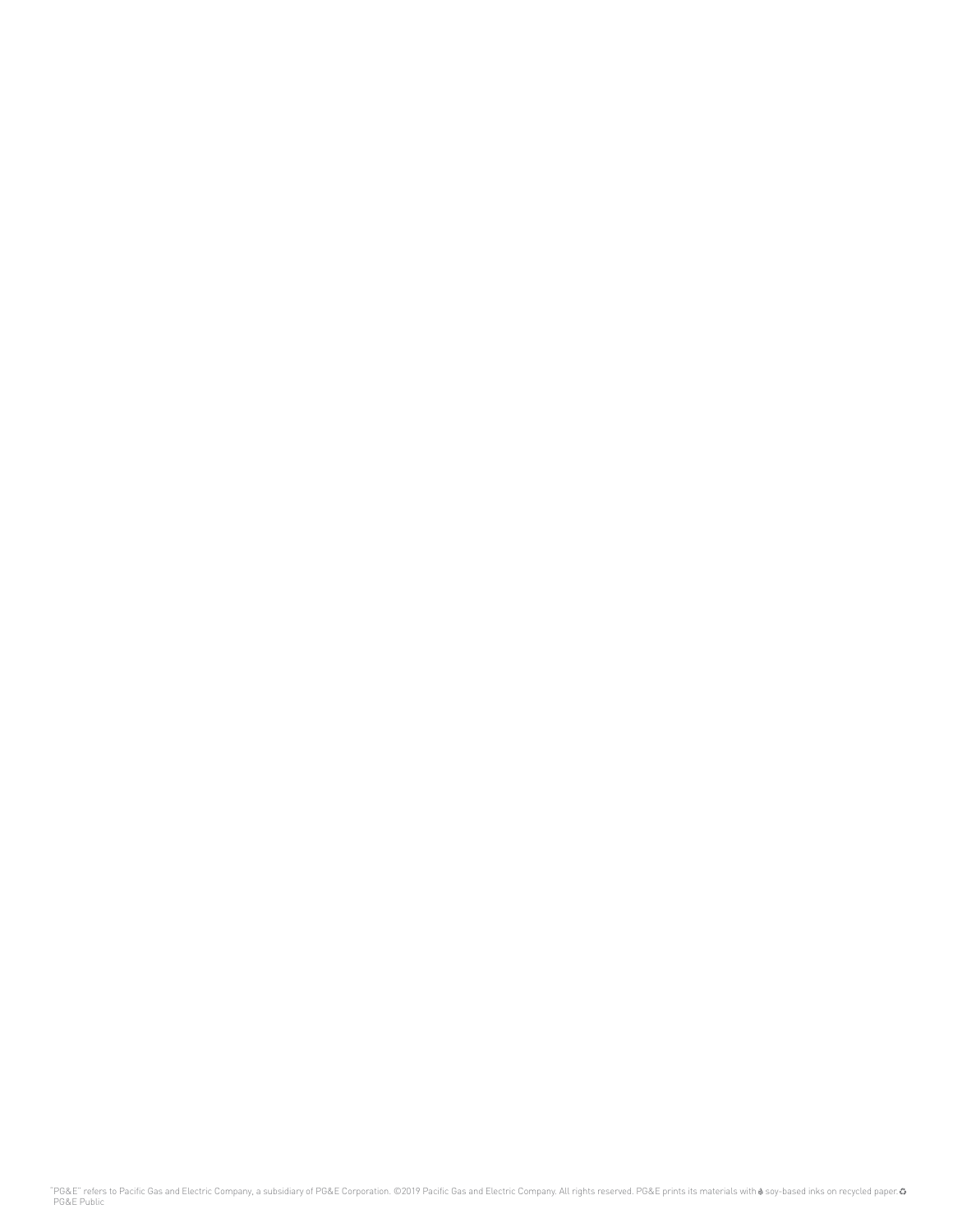"PG&E" refers to Pacific Gas and Electric Company, a subsidiary of PG&E Corporation. ©2019 Pacific Gas and Electric Company. All rights reserved. PG&E prints its materials with soy-based inks on recycled paper.
PG&E Public